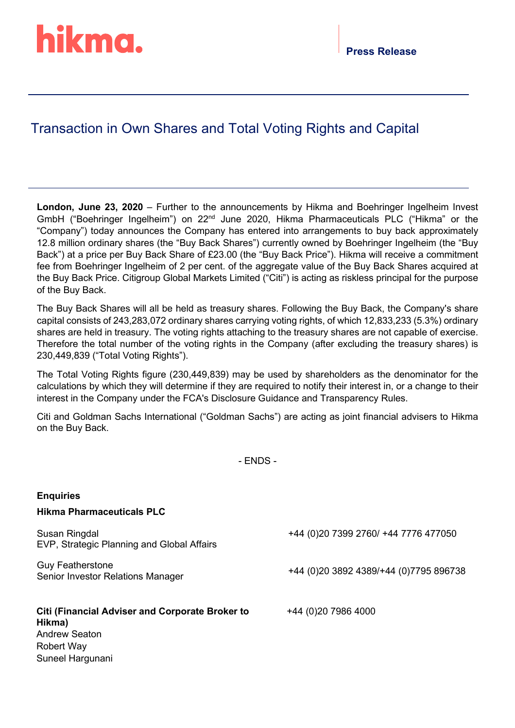hikma.

**Press Release**

# Transaction in Own Shares and Total Voting Rights and Capital

**London, June 23, 2020** – Further to the announcements by Hikma and Boehringer Ingelheim Invest GmbH ("Boehringer Ingelheim") on 22nd June 2020, Hikma Pharmaceuticals PLC ("Hikma" or the "Company") today announces the Company has entered into arrangements to buy back approximately 12.8 million ordinary shares (the "Buy Back Shares") currently owned by Boehringer Ingelheim (the "Buy Back") at a price per Buy Back Share of £23.00 (the "Buy Back Price"). Hikma will receive a commitment fee from Boehringer Ingelheim of 2 per cent. of the aggregate value of the Buy Back Shares acquired at the Buy Back Price. Citigroup Global Markets Limited ("Citi") is acting as riskless principal for the purpose of the Buy Back.

The Buy Back Shares will all be held as treasury shares. Following the Buy Back, the Company's share capital consists of 243,283,072 ordinary shares carrying voting rights, of which 12,833,233 (5.3%) ordinary shares are held in treasury. The voting rights attaching to the treasury shares are not capable of exercise. Therefore the total number of the voting rights in the Company (after excluding the treasury shares) is 230,449,839 ("Total Voting Rights").

The Total Voting Rights figure (230,449,839) may be used by shareholders as the denominator for the calculations by which they will determine if they are required to notify their interest in, or a change to their interest in the Company under the FCA's Disclosure Guidance and Transparency Rules.

Citi and Goldman Sachs International ("Goldman Sachs") are acting as joint financial advisers to Hikma on the Buy Back.

- ENDS -

**Enquiries**

**Hikma Pharmaceuticals PLC**

Susan Ringdal
EVP, Strategic Planning and Global Affairs
+44 (0)20 7399 2760/ +44 7776 477050

Guy Featherstone
Senior Investor Relations Manager
+44 (0)20 3892 4389/+44 (0)7795 896738

**Citi (Financial Adviser and Corporate Broker to Hikma)**
+44 (0)20 7986 4000
Andrew Seaton
Robert Way
Suneel Hargunani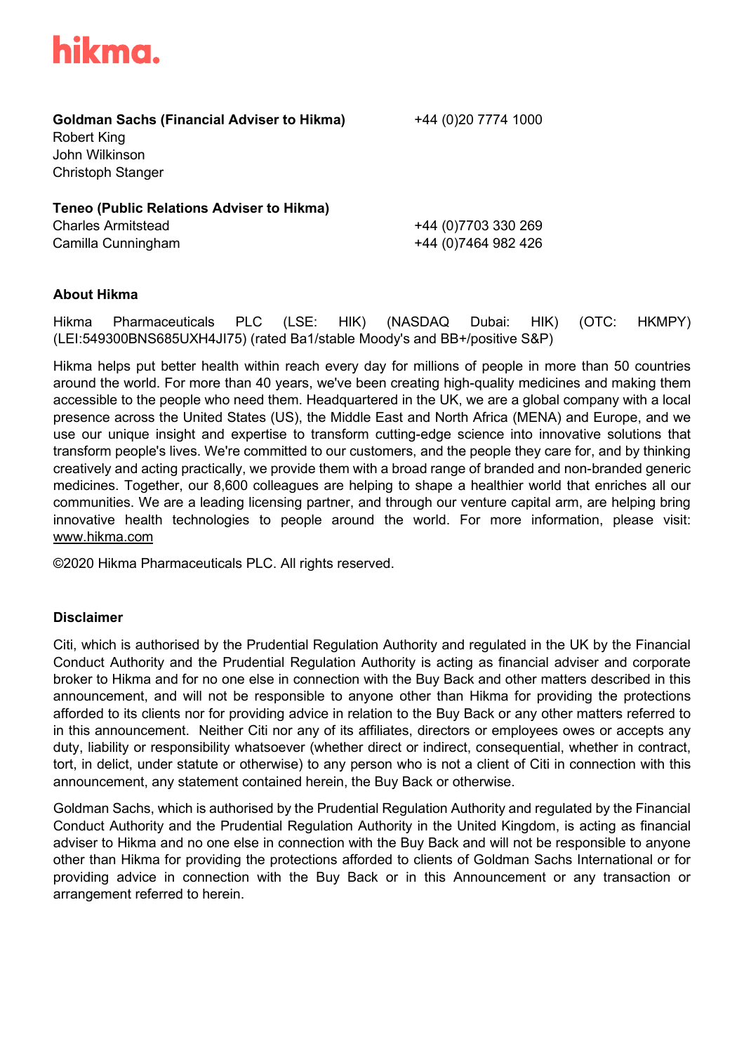**Goldman Sachs (Financial Adviser to Hikma)** +44 (0)20 7774 1000
Robert King
John Wilkinson
Christoph Stanger

**Teneo (Public Relations Adviser to Hikma)**
Charles Armitstead +44 (0)7703 330 269
Camilla Cunningham +44 (0)7464 982 426

**About Hikma**

Hikma Pharmaceuticals PLC (LSE: HIK) (NASDAQ Dubai: HIK) (OTC: HKMPY) (LEI:549300BNS685UXH4JI75) (rated Ba1/stable Moody's and BB+/positive S&P)

Hikma helps put better health within reach every day for millions of people in more than 50 countries around the world. For more than 40 years, we've been creating high-quality medicines and making them accessible to the people who need them. Headquartered in the UK, we are a global company with a local presence across the United States (US), the Middle East and North Africa (MENA) and Europe, and we use our unique insight and expertise to transform cutting-edge science into innovative solutions that transform people's lives. We're committed to our customers, and the people they care for, and by thinking creatively and acting practically, we provide them with a broad range of branded and non-branded generic medicines. Together, our 8,600 colleagues are helping to shape a healthier world that enriches all our communities. We are a leading licensing partner, and through our venture capital arm, are helping bring innovative health technologies to people around the world. For more information, please visit: www.hikma.com

©2020 Hikma Pharmaceuticals PLC. All rights reserved.

**Disclaimer**

Citi, which is authorised by the Prudential Regulation Authority and regulated in the UK by the Financial Conduct Authority and the Prudential Regulation Authority is acting as financial adviser and corporate broker to Hikma and for no one else in connection with the Buy Back and other matters described in this announcement, and will not be responsible to anyone other than Hikma for providing the protections afforded to its clients nor for providing advice in relation to the Buy Back or any other matters referred to in this announcement. Neither Citi nor any of its affiliates, directors or employees owes or accepts any duty, liability or responsibility whatsoever (whether direct or indirect, consequential, whether in contract, tort, in delict, under statute or otherwise) to any person who is not a client of Citi in connection with this announcement, any statement contained herein, the Buy Back or otherwise.

Goldman Sachs, which is authorised by the Prudential Regulation Authority and regulated by the Financial Conduct Authority and the Prudential Regulation Authority in the United Kingdom, is acting as financial adviser to Hikma and no one else in connection with the Buy Back and will not be responsible to anyone other than Hikma for providing the protections afforded to clients of Goldman Sachs International or for providing advice in connection with the Buy Back or in this Announcement or any transaction or arrangement referred to herein.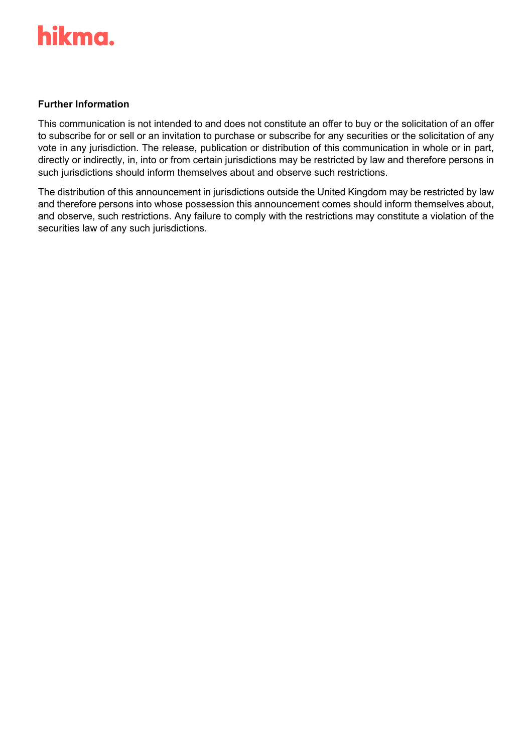**Further Information**

This communication is not intended to and does not constitute an offer to buy or the solicitation of an offer to subscribe for or sell or an invitation to purchase or subscribe for any securities or the solicitation of any vote in any jurisdiction. The release, publication or distribution of this communication in whole or in part, directly or indirectly, in, into or from certain jurisdictions may be restricted by law and therefore persons in such jurisdictions should inform themselves about and observe such restrictions.

The distribution of this announcement in jurisdictions outside the United Kingdom may be restricted by law and therefore persons into whose possession this announcement comes should inform themselves about, and observe, such restrictions. Any failure to comply with the restrictions may constitute a violation of the securities law of any such jurisdictions.